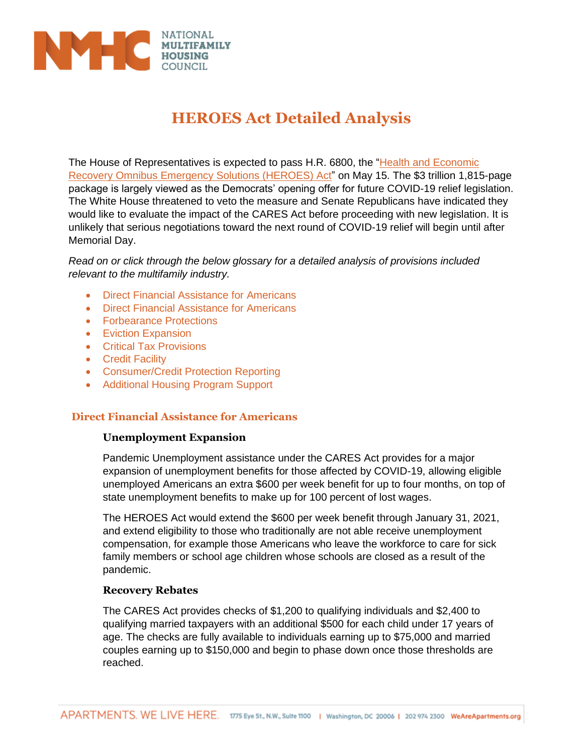NATIONAL MULTIFAMILY HOUSING COUNCIL

# HEROES Act Detailed Analysis

The House of Representatives is expected to pass H.R. 6800, the "Health and Economic Recovery Omnibus Emergency Solutions (HEROES) Act" on May 15. The $3 trillion 1,815-page package is largely viewed as the Democrats' opening offer for future COVID-19 relief legislation. The White House threatened to veto the measure and Senate Republicans have indicated they would like to evaluate the impact of the CARES Act before proceeding with new legislation. It is unlikely that serious negotiations toward the next round of COVID-19 relief will begin until after Memorial Day.

*Read on or click through the below glossary for a detailed analysis of provisions included relevant to the multifamily industry.*

- Direct Financial Assistance for Americans
- Direct Financial Assistance for Americans
- Forbearance Protections
- Eviction Expansion
- Critical Tax Provisions
- Credit Facility
- Consumer/Credit Protection Reporting
- Additional Housing Program Support

## Direct Financial Assistance for Americans

### Unemployment Expansion

Pandemic Unemployment assistance under the CARES Act provides for a major expansion of unemployment benefits for those affected by COVID-19, allowing eligible unemployed Americans an extra $600 per week benefit for up to four months, on top of state unemployment benefits to make up for 100 percent of lost wages.

The HEROES Act would extend the $600 per week benefit through January 31, 2021, and extend eligibility to those who traditionally are not able receive unemployment compensation, for example those Americans who leave the workforce to care for sick family members or school age children whose schools are closed as a result of the pandemic.

### Recovery Rebates

The CARES Act provides checks of $1,200 to qualifying individuals and $2,400 to qualifying married taxpayers with an additional $500 for each child under 17 years of age. The checks are fully available to individuals earning up to $75,000 and married couples earning up to $150,000 and begin to phase down once those thresholds are reached.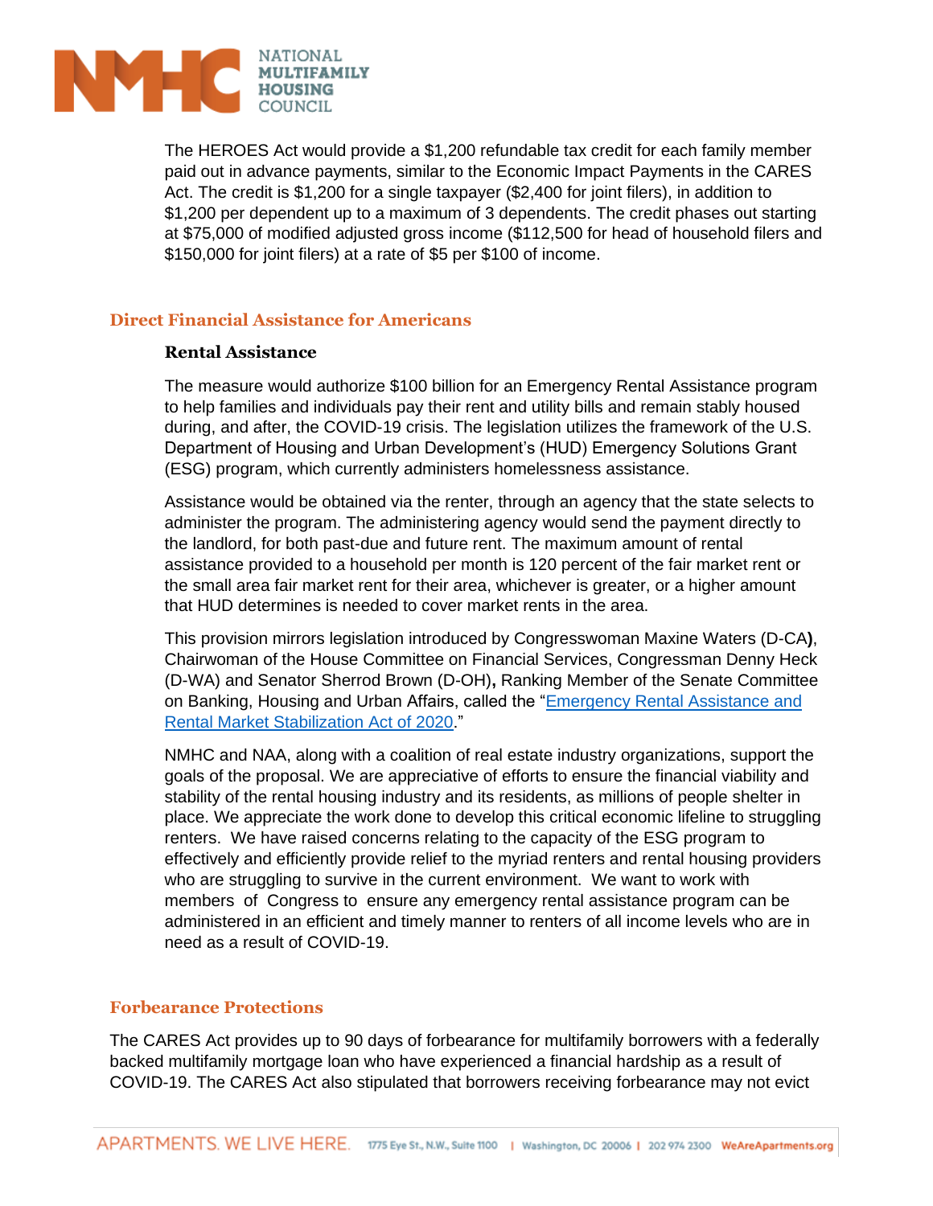The HEROES Act would provide a $1,200 refundable tax credit for each family member paid out in advance payments, similar to the Economic Impact Payments in the CARES Act. The credit is $1,200 for a single taxpayer ($2,400 for joint filers), in addition to $1,200 per dependent up to a maximum of 3 dependents. The credit phases out starting at $75,000 of modified adjusted gross income ($112,500 for head of household filers and $150,000 for joint filers) at a rate of $5 per $100 of income.

## Direct Financial Assistance for Americans

### Rental Assistance

The measure would authorize $100 billion for an Emergency Rental Assistance program to help families and individuals pay their rent and utility bills and remain stably housed during, and after, the COVID-19 crisis. The legislation utilizes the framework of the U.S. Department of Housing and Urban Development's (HUD) Emergency Solutions Grant (ESG) program, which currently administers homelessness assistance.

Assistance would be obtained via the renter, through an agency that the state selects to administer the program. The administering agency would send the payment directly to the landlord, for both past-due and future rent. The maximum amount of rental assistance provided to a household per month is 120 percent of the fair market rent or the small area fair market rent for their area, whichever is greater, or a higher amount that HUD determines is needed to cover market rents in the area.

This provision mirrors legislation introduced by Congresswoman Maxine Waters (D-CA), Chairwoman of the House Committee on Financial Services, Congressman Denny Heck (D-WA) and Senator Sherrod Brown (D-OH), Ranking Member of the Senate Committee on Banking, Housing and Urban Affairs, called the "Emergency Rental Assistance and Rental Market Stabilization Act of 2020."

NMHC and NAA, along with a coalition of real estate industry organizations, support the goals of the proposal. We are appreciative of efforts to ensure the financial viability and stability of the rental housing industry and its residents, as millions of people shelter in place. We appreciate the work done to develop this critical economic lifeline to struggling renters. We have raised concerns relating to the capacity of the ESG program to effectively and efficiently provide relief to the myriad renters and rental housing providers who are struggling to survive in the current environment. We want to work with members of Congress to ensure any emergency rental assistance program can be administered in an efficient and timely manner to renters of all income levels who are in need as a result of COVID-19.

## Forbearance Protections

The CARES Act provides up to 90 days of forbearance for multifamily borrowers with a federally backed multifamily mortgage loan who have experienced a financial hardship as a result of COVID-19. The CARES Act also stipulated that borrowers receiving forbearance may not evict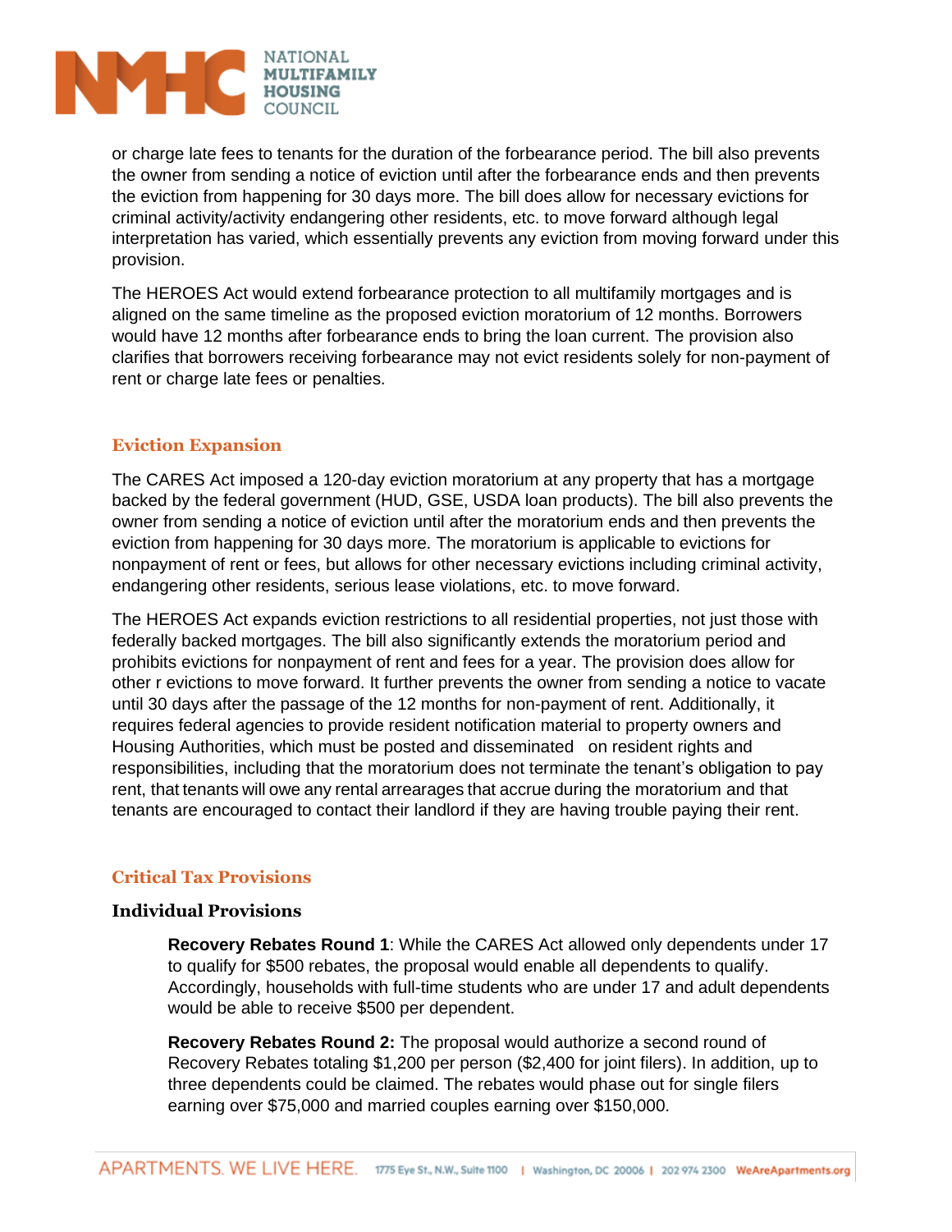or charge late fees to tenants for the duration of the forbearance period. The bill also prevents the owner from sending a notice of eviction until after the forbearance ends and then prevents the eviction from happening for 30 days more. The bill does allow for necessary evictions for criminal activity/activity endangering other residents, etc. to move forward although legal interpretation has varied, which essentially prevents any eviction from moving forward under this provision.

The HEROES Act would extend forbearance protection to all multifamily mortgages and is aligned on the same timeline as the proposed eviction moratorium of 12 months. Borrowers would have 12 months after forbearance ends to bring the loan current. The provision also clarifies that borrowers receiving forbearance may not evict residents solely for non-payment of rent or charge late fees or penalties.

## Eviction Expansion

The CARES Act imposed a 120-day eviction moratorium at any property that has a mortgage backed by the federal government (HUD, GSE, USDA loan products). The bill also prevents the owner from sending a notice of eviction until after the moratorium ends and then prevents the eviction from happening for 30 days more. The moratorium is applicable to evictions for nonpayment of rent or fees, but allows for other necessary evictions including criminal activity, endangering other residents, serious lease violations, etc. to move forward.

The HEROES Act expands eviction restrictions to all residential properties, not just those with federally backed mortgages. The bill also significantly extends the moratorium period and prohibits evictions for nonpayment of rent and fees for a year. The provision does allow for other r evictions to move forward. It further prevents the owner from sending a notice to vacate until 30 days after the passage of the 12 months for non-payment of rent. Additionally, it requires federal agencies to provide resident notification material to property owners and Housing Authorities, which must be posted and disseminated on resident rights and responsibilities, including that the moratorium does not terminate the tenant's obligation to pay rent, that tenants will owe any rental arrearages that accrue during the moratorium and that tenants are encouraged to contact their landlord if they are having trouble paying their rent.

## Critical Tax Provisions

### Individual Provisions

**Recovery Rebates Round 1**: While the CARES Act allowed only dependents under 17 to qualify for $500 rebates, the proposal would enable all dependents to qualify. Accordingly, households with full-time students who are under 17 and adult dependents would be able to receive $500 per dependent.

**Recovery Rebates Round 2:** The proposal would authorize a second round of Recovery Rebates totaling $1,200 per person ($2,400 for joint filers). In addition, up to three dependents could be claimed. The rebates would phase out for single filers earning over $75,000 and married couples earning over $150,000.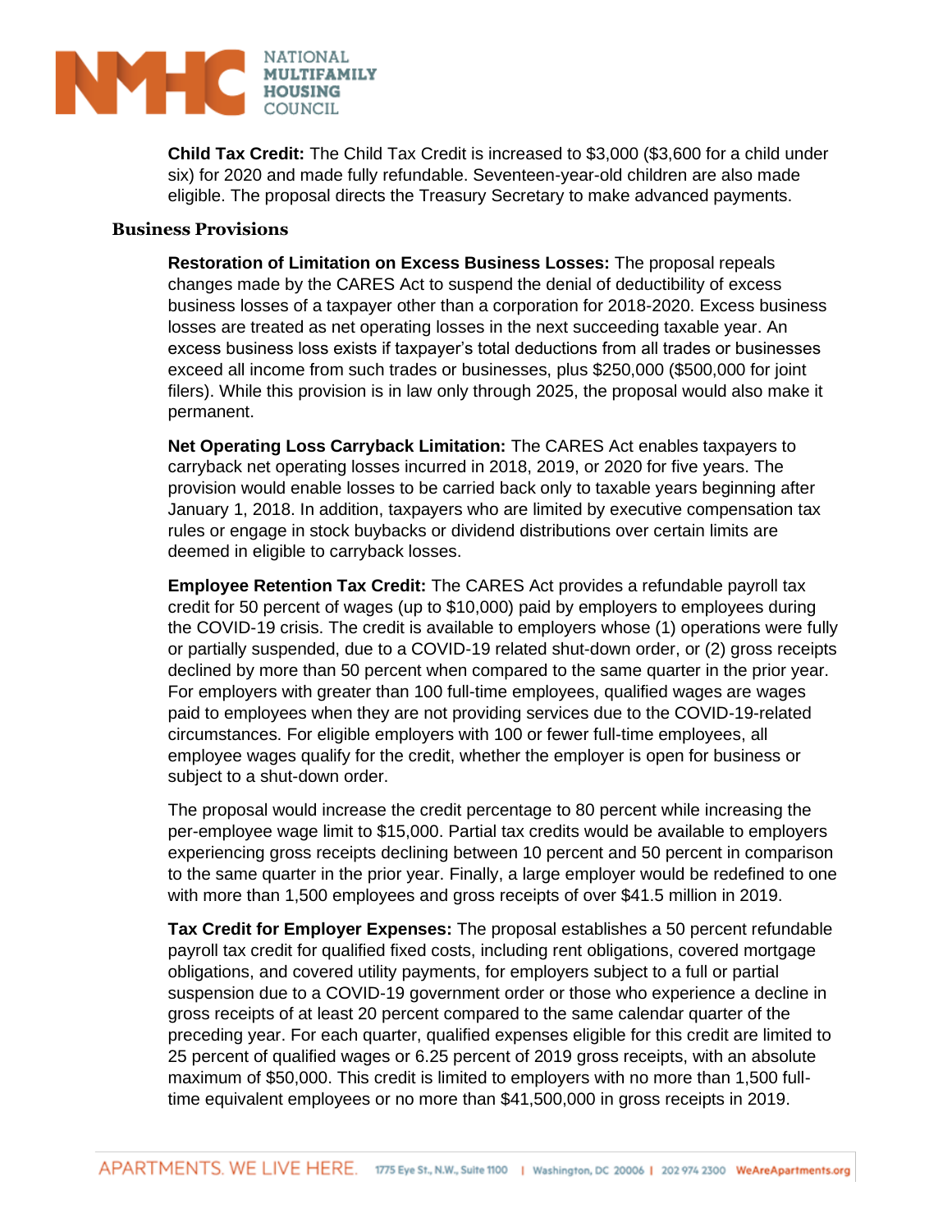**Child Tax Credit:** The Child Tax Credit is increased to $3,000 ($3,600 for a child under six) for 2020 and made fully refundable. Seventeen-year-old children are also made eligible. The proposal directs the Treasury Secretary to make advanced payments.

### Business Provisions

**Restoration of Limitation on Excess Business Losses:** The proposal repeals changes made by the CARES Act to suspend the denial of deductibility of excess business losses of a taxpayer other than a corporation for 2018-2020. Excess business losses are treated as net operating losses in the next succeeding taxable year. An excess business loss exists if taxpayer's total deductions from all trades or businesses exceed all income from such trades or businesses, plus $250,000 ($500,000 for joint filers). While this provision is in law only through 2025, the proposal would also make it permanent.

**Net Operating Loss Carryback Limitation:** The CARES Act enables taxpayers to carryback net operating losses incurred in 2018, 2019, or 2020 for five years. The provision would enable losses to be carried back only to taxable years beginning after January 1, 2018. In addition, taxpayers who are limited by executive compensation tax rules or engage in stock buybacks or dividend distributions over certain limits are deemed in eligible to carryback losses.

**Employee Retention Tax Credit:** The CARES Act provides a refundable payroll tax credit for 50 percent of wages (up to $10,000) paid by employers to employees during the COVID-19 crisis. The credit is available to employers whose (1) operations were fully or partially suspended, due to a COVID-19 related shut-down order, or (2) gross receipts declined by more than 50 percent when compared to the same quarter in the prior year. For employers with greater than 100 full-time employees, qualified wages are wages paid to employees when they are not providing services due to the COVID-19-related circumstances. For eligible employers with 100 or fewer full-time employees, all employee wages qualify for the credit, whether the employer is open for business or subject to a shut-down order.

The proposal would increase the credit percentage to 80 percent while increasing the per-employee wage limit to $15,000. Partial tax credits would be available to employers experiencing gross receipts declining between 10 percent and 50 percent in comparison to the same quarter in the prior year. Finally, a large employer would be redefined to one with more than 1,500 employees and gross receipts of over $41.5 million in 2019.

**Tax Credit for Employer Expenses:** The proposal establishes a 50 percent refundable payroll tax credit for qualified fixed costs, including rent obligations, covered mortgage obligations, and covered utility payments, for employers subject to a full or partial suspension due to a COVID-19 government order or those who experience a decline in gross receipts of at least 20 percent compared to the same calendar quarter of the preceding year. For each quarter, qualified expenses eligible for this credit are limited to 25 percent of qualified wages or 6.25 percent of 2019 gross receipts, with an absolute maximum of $50,000. This credit is limited to employers with no more than 1,500 full-time equivalent employees or no more than $41,500,000 in gross receipts in 2019.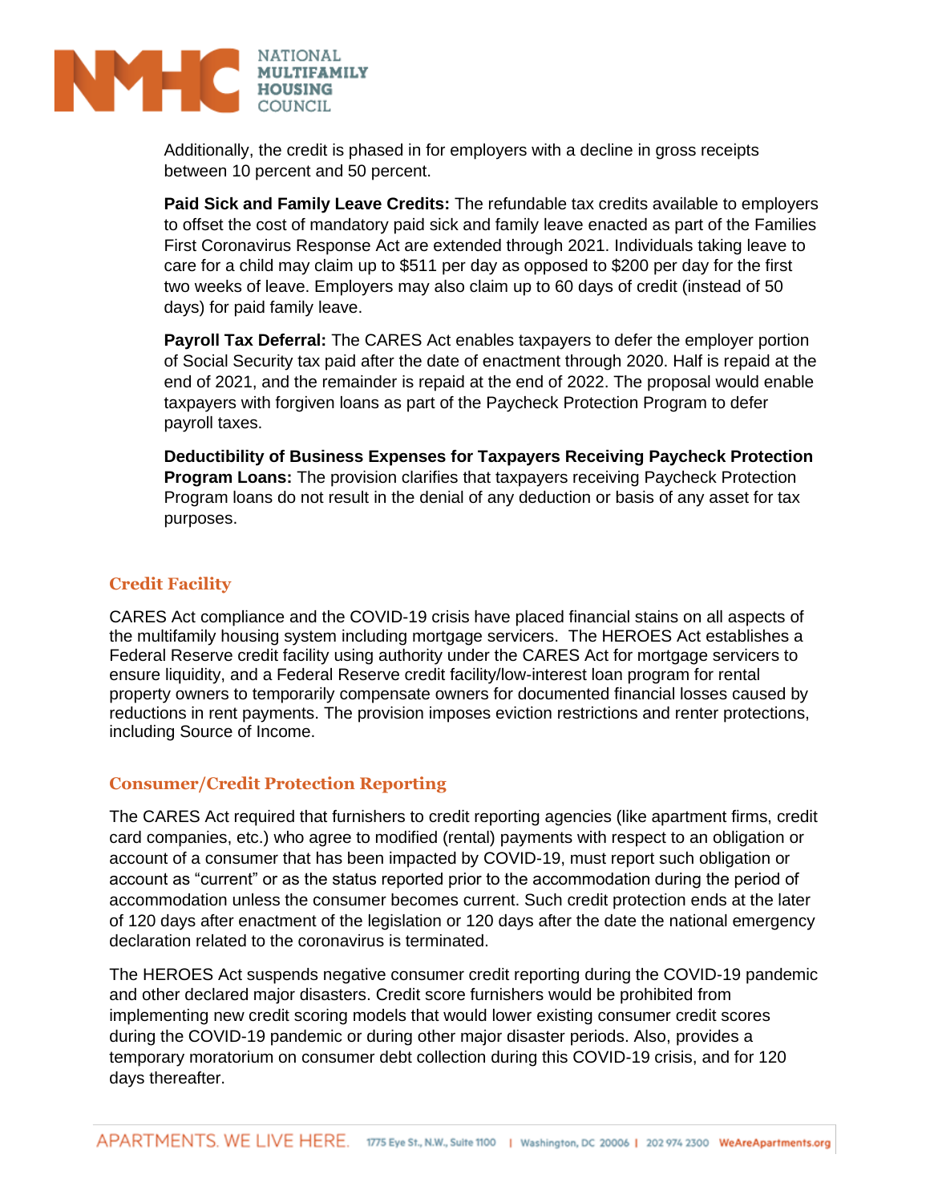Additionally, the credit is phased in for employers with a decline in gross receipts between 10 percent and 50 percent.

**Paid Sick and Family Leave Credits:** The refundable tax credits available to employers to offset the cost of mandatory paid sick and family leave enacted as part of the Families First Coronavirus Response Act are extended through 2021. Individuals taking leave to care for a child may claim up to $511 per day as opposed to $200 per day for the first two weeks of leave. Employers may also claim up to 60 days of credit (instead of 50 days) for paid family leave.

**Payroll Tax Deferral:** The CARES Act enables taxpayers to defer the employer portion of Social Security tax paid after the date of enactment through 2020. Half is repaid at the end of 2021, and the remainder is repaid at the end of 2022. The proposal would enable taxpayers with forgiven loans as part of the Paycheck Protection Program to defer payroll taxes.

**Deductibility of Business Expenses for Taxpayers Receiving Paycheck Protection Program Loans:** The provision clarifies that taxpayers receiving Paycheck Protection Program loans do not result in the denial of any deduction or basis of any asset for tax purposes.

## Credit Facility

CARES Act compliance and the COVID-19 crisis have placed financial stains on all aspects of the multifamily housing system including mortgage servicers. The HEROES Act establishes a Federal Reserve credit facility using authority under the CARES Act for mortgage servicers to ensure liquidity, and a Federal Reserve credit facility/low-interest loan program for rental property owners to temporarily compensate owners for documented financial losses caused by reductions in rent payments. The provision imposes eviction restrictions and renter protections, including Source of Income.

## Consumer/Credit Protection Reporting

The CARES Act required that furnishers to credit reporting agencies (like apartment firms, credit card companies, etc.) who agree to modified (rental) payments with respect to an obligation or account of a consumer that has been impacted by COVID-19, must report such obligation or account as "current" or as the status reported prior to the accommodation during the period of accommodation unless the consumer becomes current. Such credit protection ends at the later of 120 days after enactment of the legislation or 120 days after the date the national emergency declaration related to the coronavirus is terminated.

The HEROES Act suspends negative consumer credit reporting during the COVID-19 pandemic and other declared major disasters. Credit score furnishers would be prohibited from implementing new credit scoring models that would lower existing consumer credit scores during the COVID-19 pandemic or during other major disaster periods. Also, provides a temporary moratorium on consumer debt collection during this COVID-19 crisis, and for 120 days thereafter.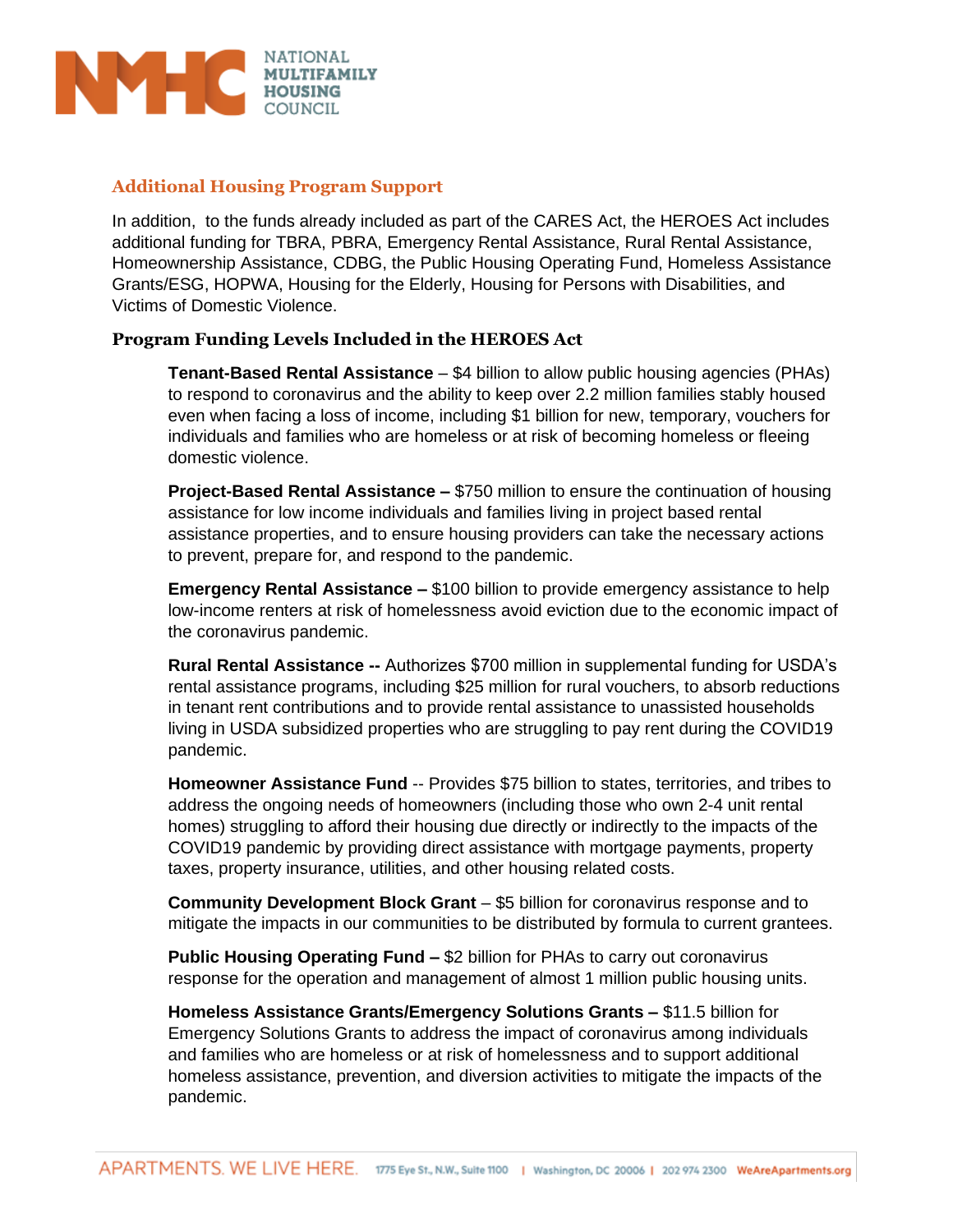## Additional Housing Program Support

In addition,  to the funds already included as part of the CARES Act, the HEROES Act includes additional funding for TBRA, PBRA, Emergency Rental Assistance, Rural Rental Assistance, Homeownership Assistance, CDBG, the Public Housing Operating Fund, Homeless Assistance Grants/ESG, HOPWA, Housing for the Elderly, Housing for Persons with Disabilities, and Victims of Domestic Violence.

### Program Funding Levels Included in the HEROES Act

**Tenant-Based Rental Assistance** – $4 billion to allow public housing agencies (PHAs) to respond to coronavirus and the ability to keep over 2.2 million families stably housed even when facing a loss of income, including $1 billion for new, temporary, vouchers for individuals and families who are homeless or at risk of becoming homeless or fleeing domestic violence.

**Project-Based Rental Assistance –** $750 million to ensure the continuation of housing assistance for low income individuals and families living in project based rental assistance properties, and to ensure housing providers can take the necessary actions to prevent, prepare for, and respond to the pandemic.

**Emergency Rental Assistance –** $100 billion to provide emergency assistance to help low-income renters at risk of homelessness avoid eviction due to the economic impact of the coronavirus pandemic.

**Rural Rental Assistance --** Authorizes $700 million in supplemental funding for USDA's rental assistance programs, including $25 million for rural vouchers, to absorb reductions in tenant rent contributions and to provide rental assistance to unassisted households living in USDA subsidized properties who are struggling to pay rent during the COVID19 pandemic.

**Homeowner Assistance Fund** -- Provides $75 billion to states, territories, and tribes to address the ongoing needs of homeowners (including those who own 2-4 unit rental homes) struggling to afford their housing due directly or indirectly to the impacts of the COVID19 pandemic by providing direct assistance with mortgage payments, property taxes, property insurance, utilities, and other housing related costs.

**Community Development Block Grant** – $5 billion for coronavirus response and to mitigate the impacts in our communities to be distributed by formula to current grantees.

**Public Housing Operating Fund –** $2 billion for PHAs to carry out coronavirus response for the operation and management of almost 1 million public housing units.

**Homeless Assistance Grants/Emergency Solutions Grants –** $11.5 billion for Emergency Solutions Grants to address the impact of coronavirus among individuals and families who are homeless or at risk of homelessness and to support additional homeless assistance, prevention, and diversion activities to mitigate the impacts of the pandemic.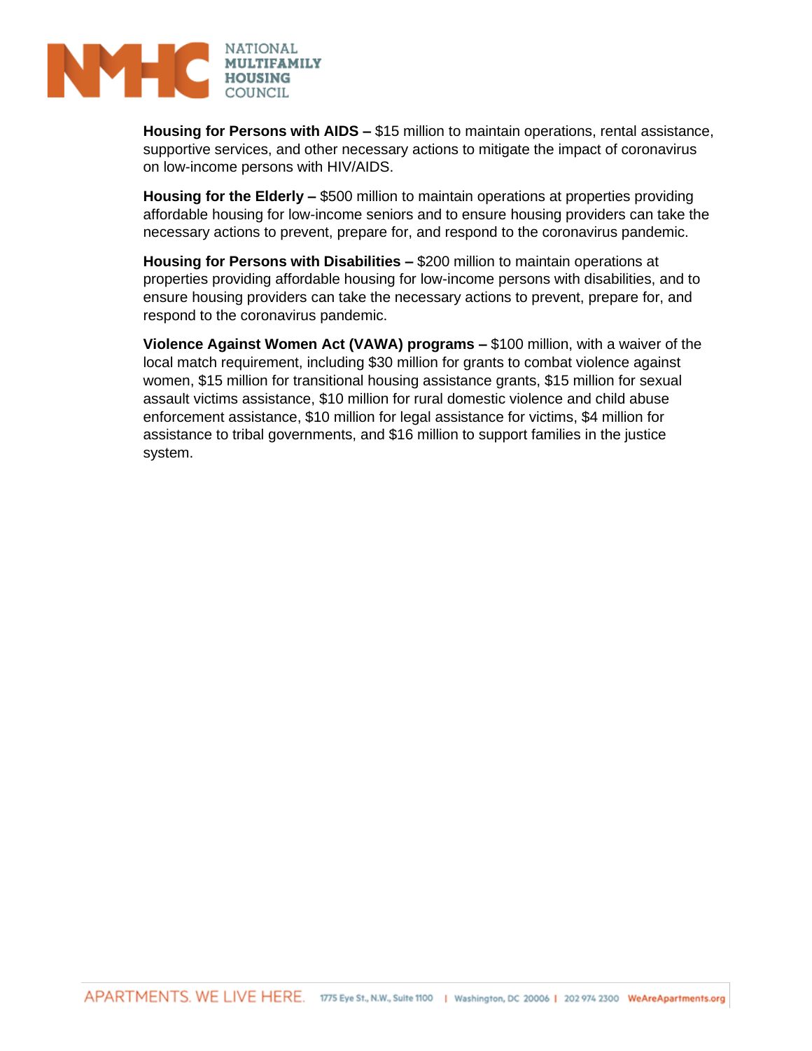**Housing for Persons with AIDS –** $15 million to maintain operations, rental assistance, supportive services, and other necessary actions to mitigate the impact of coronavirus on low-income persons with HIV/AIDS.

**Housing for the Elderly –** $500 million to maintain operations at properties providing affordable housing for low-income seniors and to ensure housing providers can take the necessary actions to prevent, prepare for, and respond to the coronavirus pandemic.

**Housing for Persons with Disabilities –** $200 million to maintain operations at properties providing affordable housing for low-income persons with disabilities, and to ensure housing providers can take the necessary actions to prevent, prepare for, and respond to the coronavirus pandemic.

**Violence Against Women Act (VAWA) programs –** $100 million, with a waiver of the local match requirement, including $30 million for grants to combat violence against women, $15 million for transitional housing assistance grants, $15 million for sexual assault victims assistance, $10 million for rural domestic violence and child abuse enforcement assistance, $10 million for legal assistance for victims, $4 million for assistance to tribal governments, and $16 million to support families in the justice system.